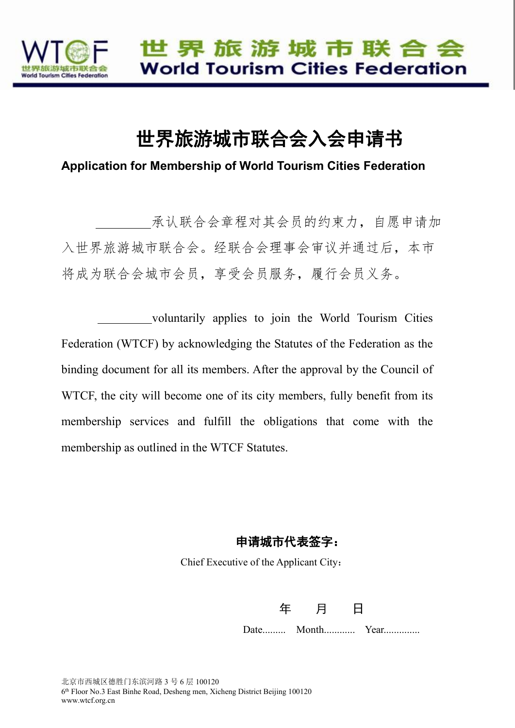# 世界旅游城市联合会入会申请书

**Application for Membership of World Tourism Cities Federation**

_________承认联合会章程对其会员的约束力，自愿申请加入世界旅游城市联合会。经联合会理事会审议并通过后，本市将成为联合会城市会员，享受会员服务，履行会员义务。

_________voluntarily applies to join the World Tourism Cities Federation (WTCF) by acknowledging the Statutes of the Federation as the binding document for all its members. After the approval by the Council of WTCF, the city will become one of its city members, fully benefit from its membership services and fulfill the obligations that come with the membership as outlined in the WTCF Statutes.

**申请城市代表签字：**

Chief Executive of the Applicant City：

年　　月　　日

Date......... Month............ Year..............

北京市西城区德胜门东滨河路 3 号 6 层 100120
6th Floor No.3 East Binhe Road, Desheng men, Xicheng District Beijing 100120
www.wtcf.org.cn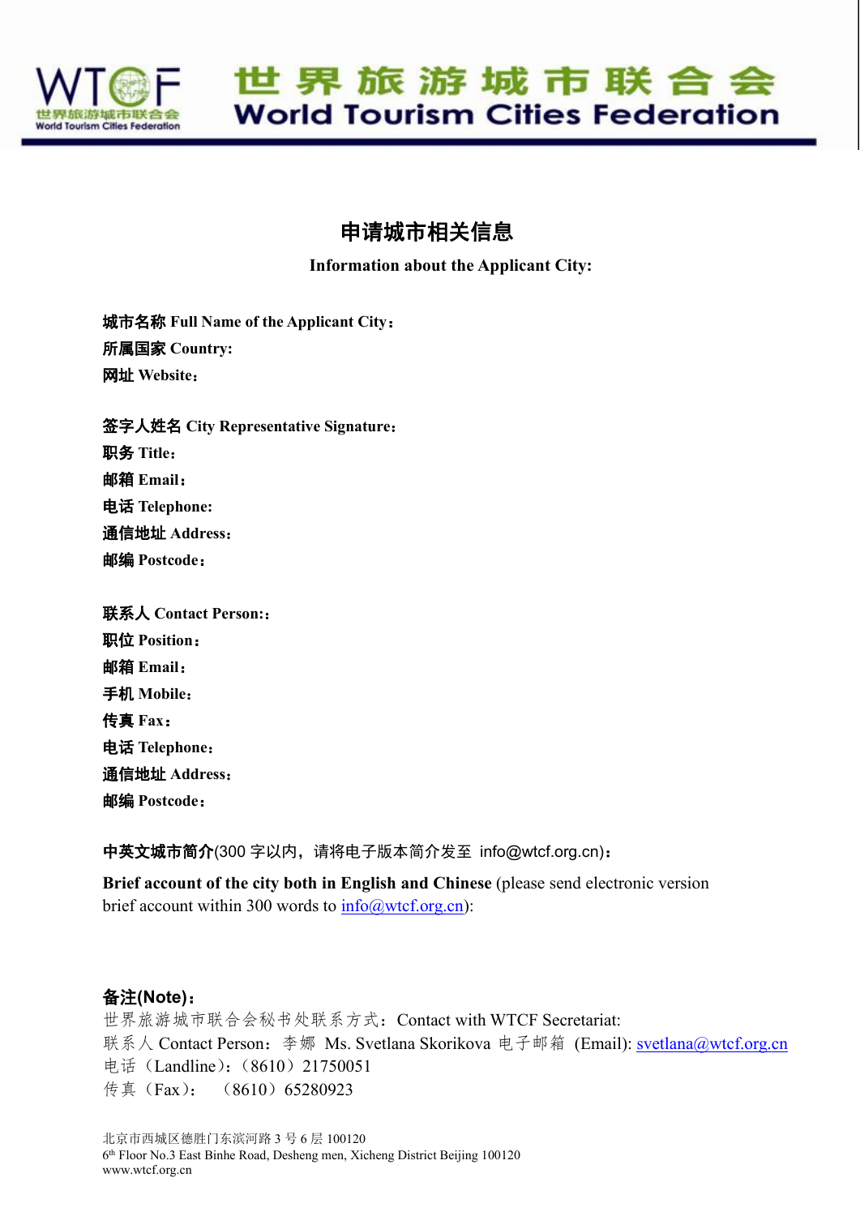## 申请城市相关信息

**Information about the Applicant City:**

**城市名称 Full Name of the Applicant City：**
**所属国家 Country:**
**网址 Website：**

**签字人姓名 City Representative Signature：**
**职务 Title：**
**邮箱 Email：**
**电话 Telephone:**
**通信地址 Address：**
**邮编 Postcode：**

**联系人 Contact Person:：**
**职位 Position：**
**邮箱 Email：**
**手机 Mobile：**
**传真 Fax：**
**电话 Telephone：**
**通信地址 Address：**
**邮编 Postcode：**

**中英文城市简介**(300 字以内，请将电子版本简介发至 info@wtcf.org.cn)：

**Brief account of the city both in English and Chinese** (please send electronic version brief account within 300 words to info@wtcf.org.cn):

**备注(Note)：**
世界旅游城市联合会秘书处联系方式：Contact with WTCF Secretariat:
联系人 Contact Person：李娜 Ms. Svetlana Skorikova 电子邮箱 (Email): svetlana@wtcf.org.cn
电话（Landline）:（8610）21750051
传真（Fax）：（8610）65280923

北京市西城区德胜门东滨河路 3 号 6 层 100120
6th Floor No.3 East Binhe Road, Desheng men, Xicheng District Beijing 100120
www.wtcf.org.cn